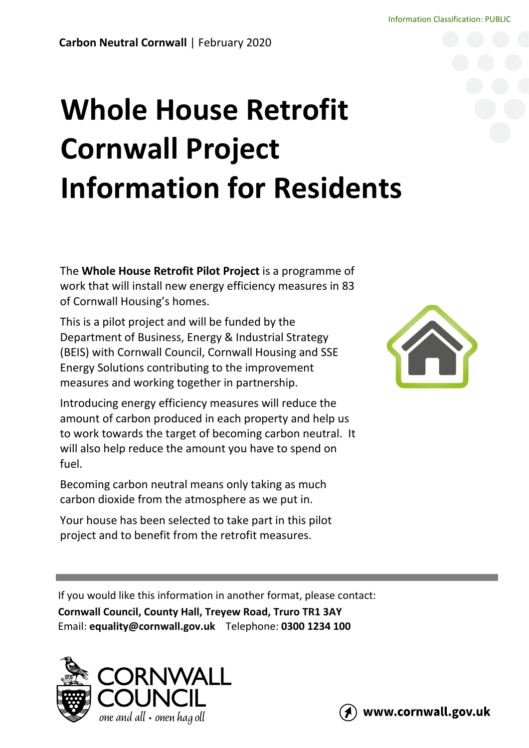Information Classification: PUBLIC

**Carbon Neutral Cornwall** | February 2020

# Whole House Retrofit Cornwall Project Information for Residents

The **Whole House Retrofit Pilot Project** is a programme of work that will install new energy efficiency measures in 83 of Cornwall Housing's homes.

This is a pilot project and will be funded by the Department of Business, Energy & Industrial Strategy (BEIS) with Cornwall Council, Cornwall Housing and SSE Energy Solutions contributing to the improvement measures and working together in partnership.

Introducing energy efficiency measures will reduce the amount of carbon produced in each property and help us to work towards the target of becoming carbon neutral. It will also help reduce the amount you have to spend on fuel.

Becoming carbon neutral means only taking as much carbon dioxide from the atmosphere as we put in.

Your house has been selected to take part in this pilot project and to benefit from the retrofit measures.

---

If you would like this information in another format, please contact:
**Cornwall Council, County Hall, Treyew Road, Truro TR1 3AY**
Email: **equality@cornwall.gov.uk** Telephone: **0300 1234 100**

CORNWALL COUNCIL
*one and all • onen hag oll*

**www.cornwall.gov.uk**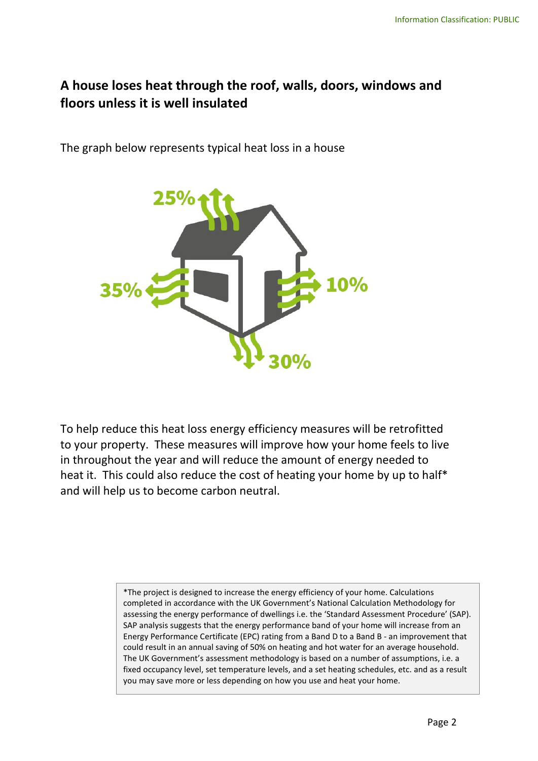## A house loses heat through the roof, walls, doors, windows and floors unless it is well insulated

The graph below represents typical heat loss in a house

25%

35%

10%

30%

To help reduce this heat loss energy efficiency measures will be retrofitted to your property. These measures will improve how your home feels to live in throughout the year and will reduce the amount of energy needed to heat it. This could also reduce the cost of heating your home by up to half* and will help us to become carbon neutral.

*The project is designed to increase the energy efficiency of your home. Calculations completed in accordance with the UK Government's National Calculation Methodology for assessing the energy performance of dwellings i.e. the 'Standard Assessment Procedure' (SAP). SAP analysis suggests that the energy performance band of your home will increase from an Energy Performance Certificate (EPC) rating from a Band D to a Band B - an improvement that could result in an annual saving of 50% on heating and hot water for an average household. The UK Government's assessment methodology is based on a number of assumptions, i.e. a fixed occupancy level, set temperature levels, and a set heating schedules, etc. and as a result you may save more or less depending on how you use and heat your home.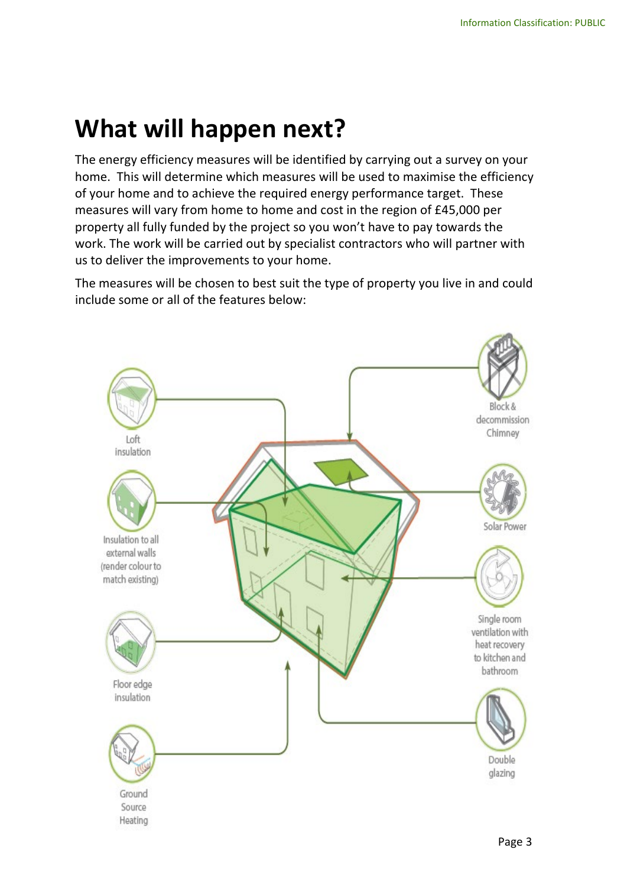# What will happen next?

The energy efficiency measures will be identified by carrying out a survey on your home. This will determine which measures will be used to maximise the efficiency of your home and to achieve the required energy performance target. These measures will vary from home to home and cost in the region of £45,000 per property all fully funded by the project so you won't have to pay towards the work. The work will be carried out by specialist contractors who will partner with us to deliver the improvements to your home.

The measures will be chosen to best suit the type of property you live in and could include some or all of the features below:

- Loft insulation
- Insulation to all external walls (render colour to match existing)
- Floor edge insulation
- Ground Source Heating
- Block & decommission Chimney
- Solar Power
- Single room ventilation with heat recovery to kitchen and bathroom
- Double glazing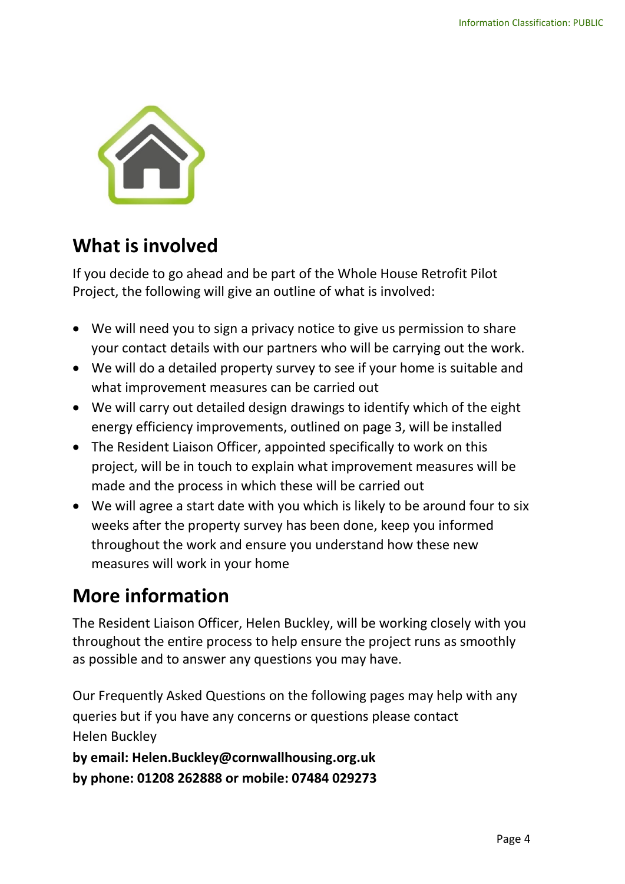## What is involved

If you decide to go ahead and be part of the Whole House Retrofit Pilot Project, the following will give an outline of what is involved:

- We will need you to sign a privacy notice to give us permission to share your contact details with our partners who will be carrying out the work.
- We will do a detailed property survey to see if your home is suitable and what improvement measures can be carried out
- We will carry out detailed design drawings to identify which of the eight energy efficiency improvements, outlined on page 3, will be installed
- The Resident Liaison Officer, appointed specifically to work on this project, will be in touch to explain what improvement measures will be made and the process in which these will be carried out
- We will agree a start date with you which is likely to be around four to six weeks after the property survey has been done, keep you informed throughout the work and ensure you understand how these new measures will work in your home

## More information

The Resident Liaison Officer, Helen Buckley, will be working closely with you throughout the entire process to help ensure the project runs as smoothly as possible and to answer any questions you may have.

Our Frequently Asked Questions on the following pages may help with any queries but if you have any concerns or questions please contact Helen Buckley
**by email: Helen.Buckley@cornwallhousing.org.uk**
**by phone: 01208 262888 or mobile: 07484 029273**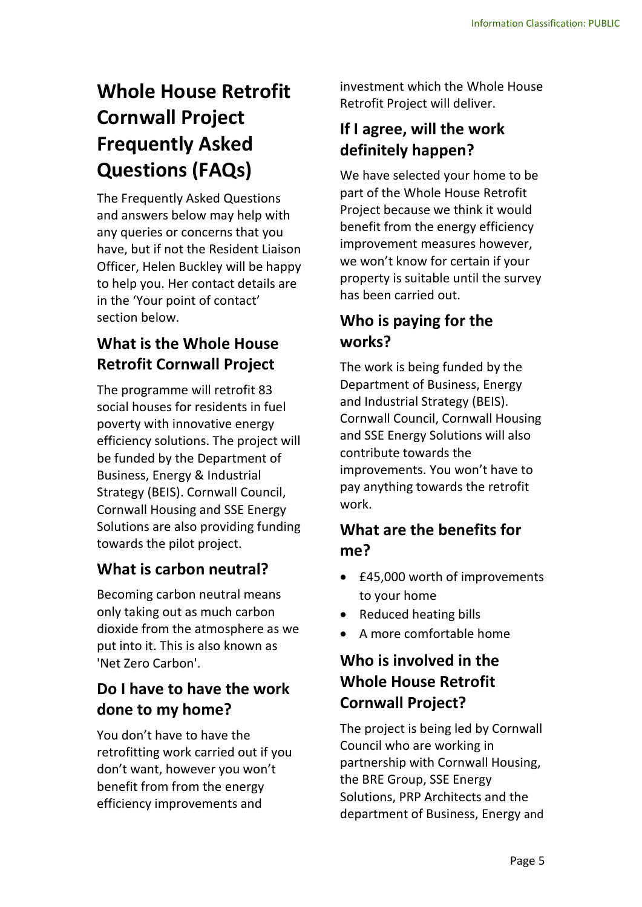# Whole House Retrofit Cornwall Project Frequently Asked Questions (FAQs)

The Frequently Asked Questions and answers below may help with any queries or concerns that you have, but if not the Resident Liaison Officer, Helen Buckley will be happy to help you. Her contact details are in the 'Your point of contact' section below.

## What is the Whole House Retrofit Cornwall Project

The programme will retrofit 83 social houses for residents in fuel poverty with innovative energy efficiency solutions. The project will be funded by the Department of Business, Energy & Industrial Strategy (BEIS). Cornwall Council, Cornwall Housing and SSE Energy Solutions are also providing funding towards the pilot project.

## What is carbon neutral?

Becoming carbon neutral means only taking out as much carbon dioxide from the atmosphere as we put into it. This is also known as 'Net Zero Carbon'.

## Do I have to have the work done to my home?

You don't have to have the retrofitting work carried out if you don't want, however you won't benefit from from the energy efficiency improvements and investment which the Whole House Retrofit Project will deliver.

## If I agree, will the work definitely happen?

We have selected your home to be part of the Whole House Retrofit Project because we think it would benefit from the energy efficiency improvement measures however, we won't know for certain if your property is suitable until the survey has been carried out.

## Who is paying for the works?

The work is being funded by the Department of Business, Energy and Industrial Strategy (BEIS). Cornwall Council, Cornwall Housing and SSE Energy Solutions will also contribute towards the improvements. You won't have to pay anything towards the retrofit work.

## What are the benefits for me?

- £45,000 worth of improvements to your home
- Reduced heating bills
- A more comfortable home

## Who is involved in the Whole House Retrofit Cornwall Project?

The project is being led by Cornwall Council who are working in partnership with Cornwall Housing, the BRE Group, SSE Energy Solutions, PRP Architects and the department of Business, Energy and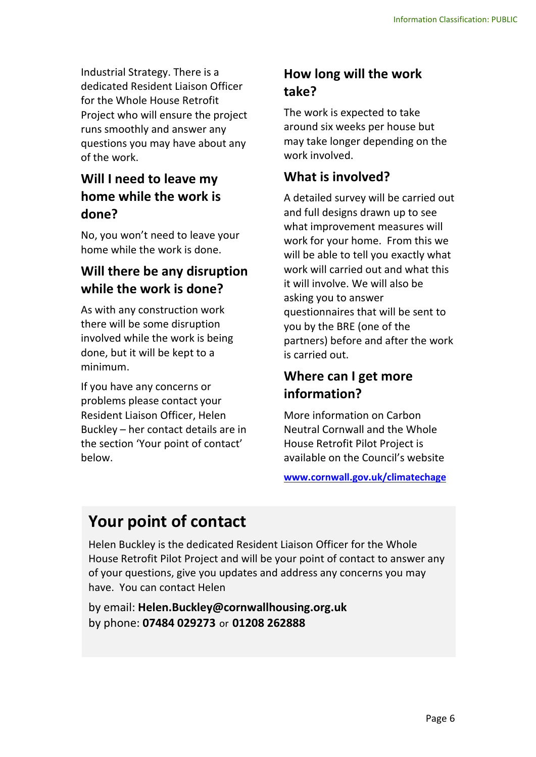Industrial Strategy. There is a dedicated Resident Liaison Officer for the Whole House Retrofit Project who will ensure the project runs smoothly and answer any questions you may have about any of the work.

## Will I need to leave my home while the work is done?

No, you won't need to leave your home while the work is done.

## Will there be any disruption while the work is done?

As with any construction work there will be some disruption involved while the work is being done, but it will be kept to a minimum.

If you have any concerns or problems please contact your Resident Liaison Officer, Helen Buckley – her contact details are in the section 'Your point of contact' below.

## How long will the work take?

The work is expected to take around six weeks per house but may take longer depending on the work involved.

## What is involved?

A detailed survey will be carried out and full designs drawn up to see what improvement measures will work for your home. From this we will be able to tell you exactly what work will carried out and what this it will involve. We will also be asking you to answer questionnaires that will be sent to you by the BRE (one of the partners) before and after the work is carried out.

## Where can I get more information?

More information on Carbon Neutral Cornwall and the Whole House Retrofit Pilot Project is available on the Council's website

**www.cornwall.gov.uk/climatechage**

# Your point of contact

Helen Buckley is the dedicated Resident Liaison Officer for the Whole House Retrofit Pilot Project and will be your point of contact to answer any of your questions, give you updates and address any concerns you may have. You can contact Helen

by email: **Helen.Buckley@cornwallhousing.org.uk**
by phone: **07484 029273** or **01208 262888**